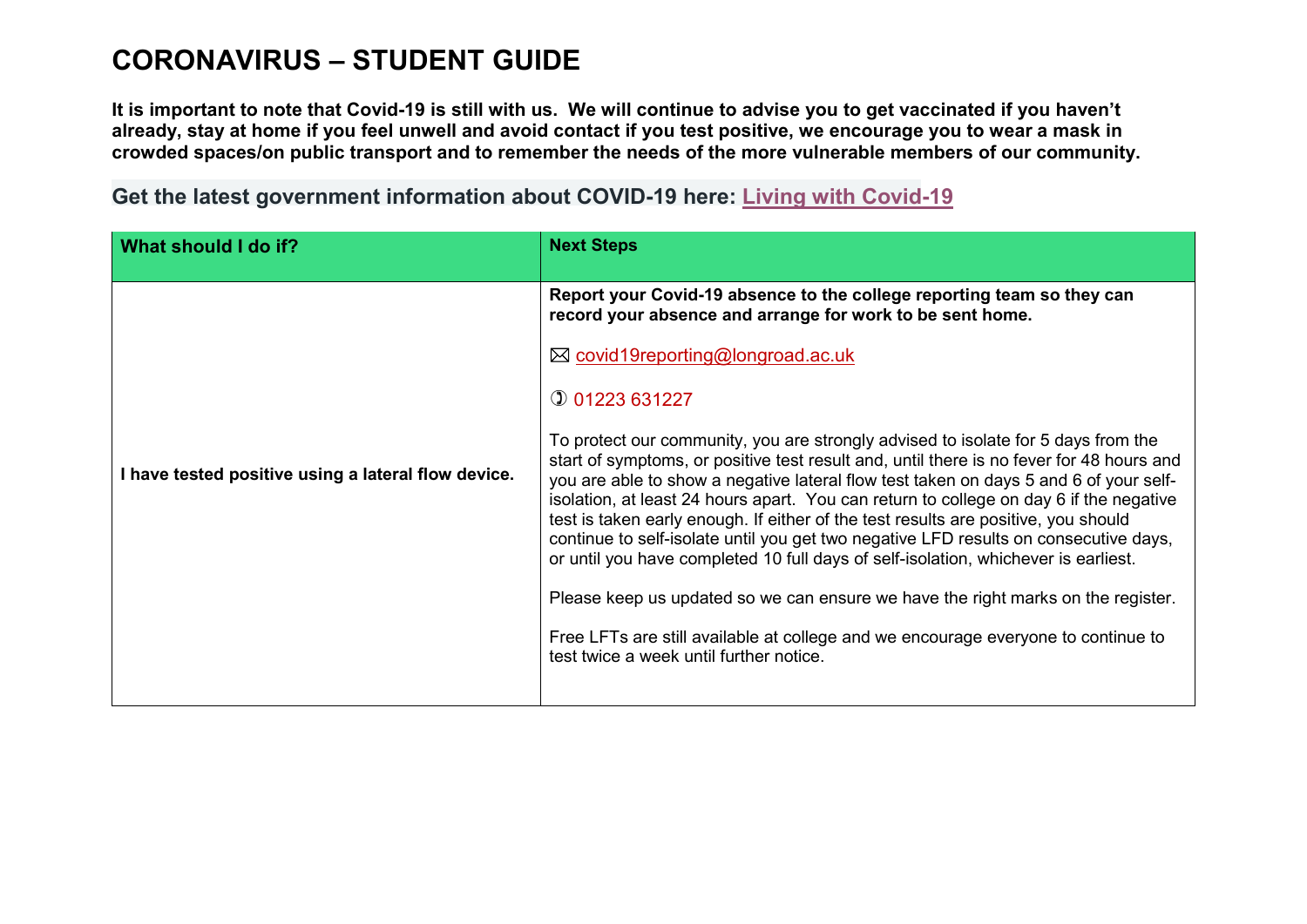# CORONAVIRUS – STUDENT GUIDE

**It is important to note that Covid-19 is still with us. We will continue to advise you to get vaccinated if you haven't already, stay at home if you feel unwell and avoid contact if you test positive, we encourage you to wear a mask in crowded spaces/on public transport and to remember the needs of the more vulnerable members of our community.**

## Get the latest government information about COVID-19 here: Living with Covid-19

| What should I do if? | Next Steps |
| --- | --- |
| **I have tested positive using a lateral flow device.** | **Report your Covid-19 absence to the college reporting team so they can record your absence and arrange for work to be sent home.**<br><br>✉ covid19reporting@longroad.ac.uk<br><br>✆ 01223 631227<br><br>To protect our community, you are strongly advised to isolate for 5 days from the start of symptoms, or positive test result and, until there is no fever for 48 hours and you are able to show a negative lateral flow test taken on days 5 and 6 of your self-isolation, at least 24 hours apart. You can return to college on day 6 if the negative test is taken early enough. If either of the test results are positive, you should continue to self-isolate until you get two negative LFD results on consecutive days, or until you have completed 10 full days of self-isolation, whichever is earliest.<br><br>Please keep us updated so we can ensure we have the right marks on the register.<br><br>Free LFTs are still available at college and we encourage everyone to continue to test twice a week until further notice. |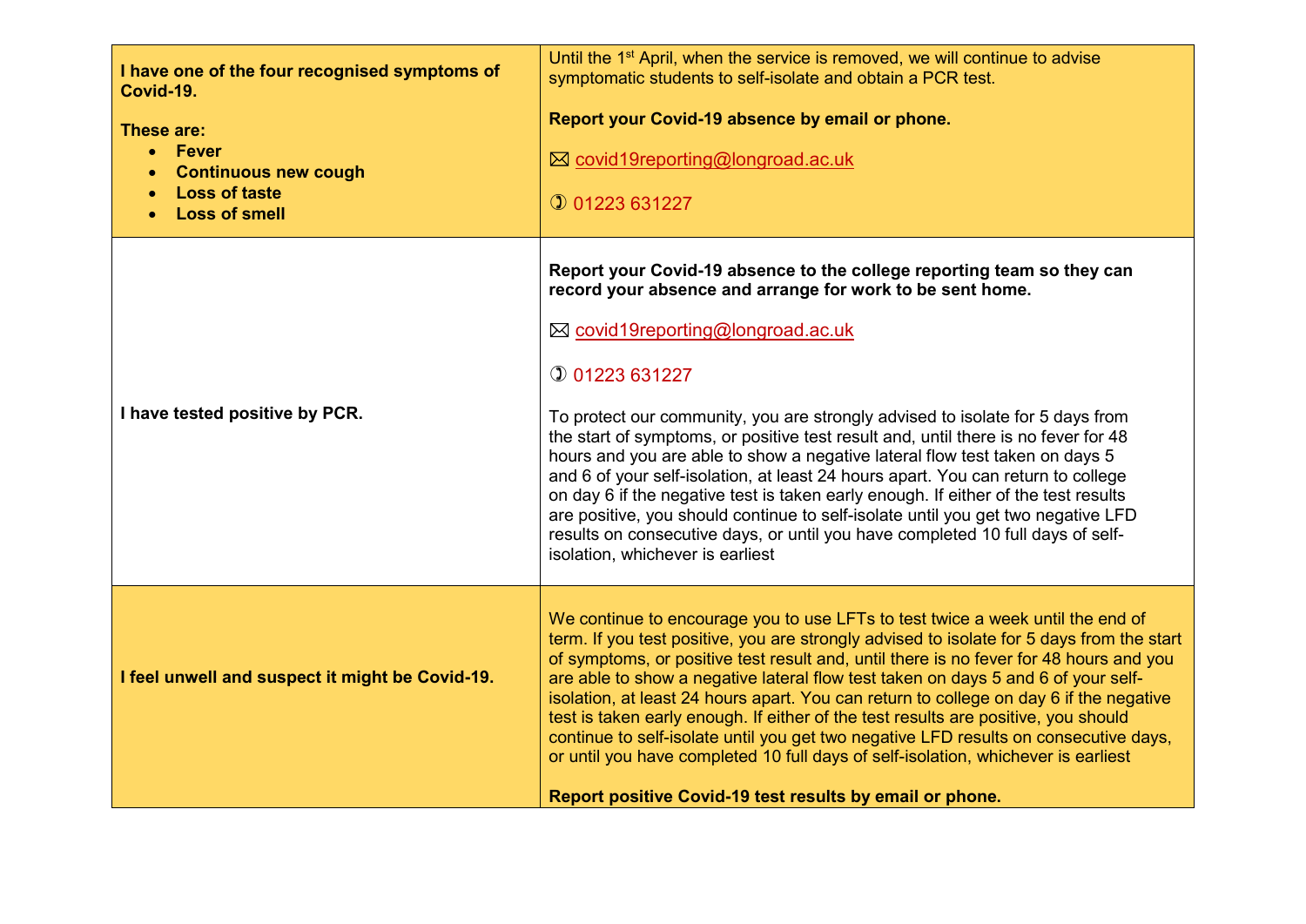| | |
|---|---|
| **I have one of the four recognised symptoms of Covid-19.**<br><br>**These are:**<br>• **Fever**<br>• **Continuous new cough**<br>• **Loss of taste**<br>• **Loss of smell** | Until the 1st April, when the service is removed, we will continue to advise symptomatic students to self-isolate and obtain a PCR test.<br><br>**Report your Covid-19 absence by email or phone.**<br><br>🖂 covid19reporting@longroad.ac.uk<br><br>✆ 01223 631227 |
| **I have tested positive by PCR.** | **Report your Covid-19 absence to the college reporting team so they can record your absence and arrange for work to be sent home.**<br><br>🖂 covid19reporting@longroad.ac.uk<br><br>✆ 01223 631227<br><br>To protect our community, you are strongly advised to isolate for 5 days from the start of symptoms, or positive test result and, until there is no fever for 48 hours and you are able to show a negative lateral flow test taken on days 5 and 6 of your self-isolation, at least 24 hours apart. You can return to college on day 6 if the negative test is taken early enough. If either of the test results are positive, you should continue to self-isolate until you get two negative LFD results on consecutive days, or until you have completed 10 full days of self-isolation, whichever is earliest |
| **I feel unwell and suspect it might be Covid-19.** | We continue to encourage you to use LFTs to test twice a week until the end of term. If you test positive, you are strongly advised to isolate for 5 days from the start of symptoms, or positive test result and, until there is no fever for 48 hours and you are able to show a negative lateral flow test taken on days 5 and 6 of your self-isolation, at least 24 hours apart. You can return to college on day 6 if the negative test is taken early enough. If either of the test results are positive, you should continue to self-isolate until you get two negative LFD results on consecutive days, or until you have completed 10 full days of self-isolation, whichever is earliest<br><br>**Report positive Covid-19 test results by email or phone.** |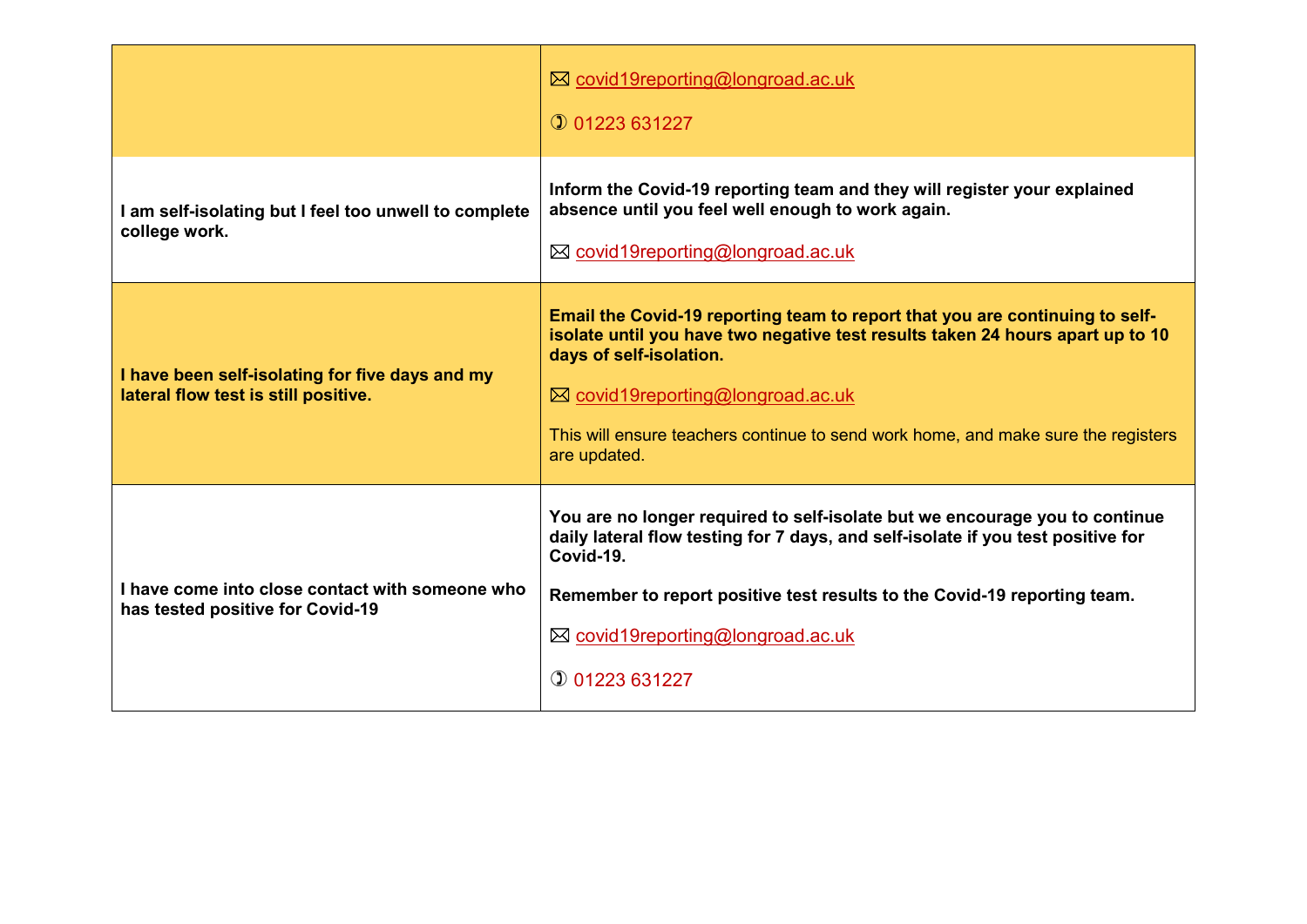| | |
|---|---|
| | 🖂 covid19reporting@longroad.ac.uk<br><br>✆ 01223 631227 |
| **I am self-isolating but I feel too unwell to complete college work.** | **Inform the Covid-19 reporting team and they will register your explained absence until you feel well enough to work again.**<br><br>🖂 covid19reporting@longroad.ac.uk |
| **I have been self-isolating for five days and my lateral flow test is still positive.** | **Email the Covid-19 reporting team to report that you are continuing to self-isolate until you have two negative test results taken 24 hours apart up to 10 days of self-isolation.**<br><br>🖂 covid19reporting@longroad.ac.uk<br><br>This will ensure teachers continue to send work home, and make sure the registers are updated. |
| **I have come into close contact with someone who has tested positive for Covid-19** | **You are no longer required to self-isolate but we encourage you to continue daily lateral flow testing for 7 days, and self-isolate if you test positive for Covid-19.**<br><br>**Remember to report positive test results to the Covid-19 reporting team.**<br><br>🖂 covid19reporting@longroad.ac.uk<br><br>✆ 01223 631227 |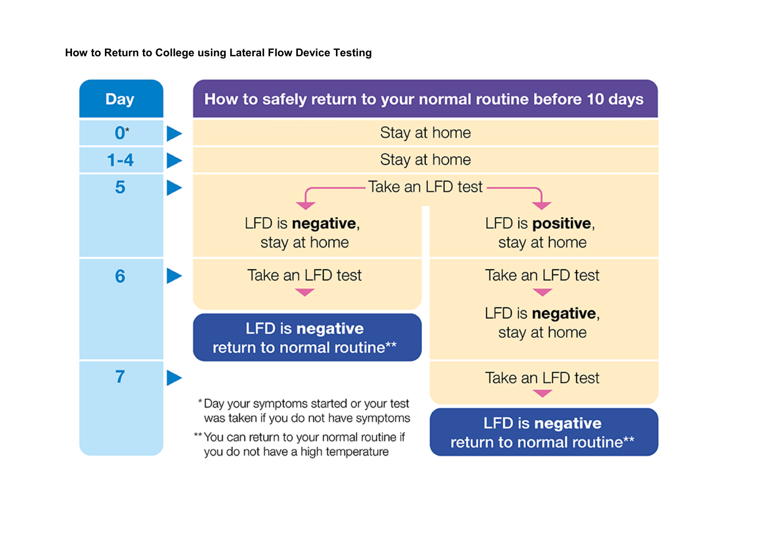**How to Return to College using Lateral Flow Device Testing**

| Day | How to safely return to your normal routine before 10 days | |
|---|---|---|
| 0* | Stay at home | |
| 1-4 | Stay at home | |
| 5 | Take an LFD test | |
| | LFD is **negative**, stay at home | LFD is **positive**, stay at home |
| 6 | Take an LFD test | Take an LFD test |
| | **LFD is negative return to normal routine**** | LFD is **negative**, stay at home |
| 7 | | Take an LFD test |
| | | **LFD is negative return to normal routine**** |

* Day your symptoms started or your test was taken if you do not have symptoms

** You can return to your normal routine if you do not have a high temperature